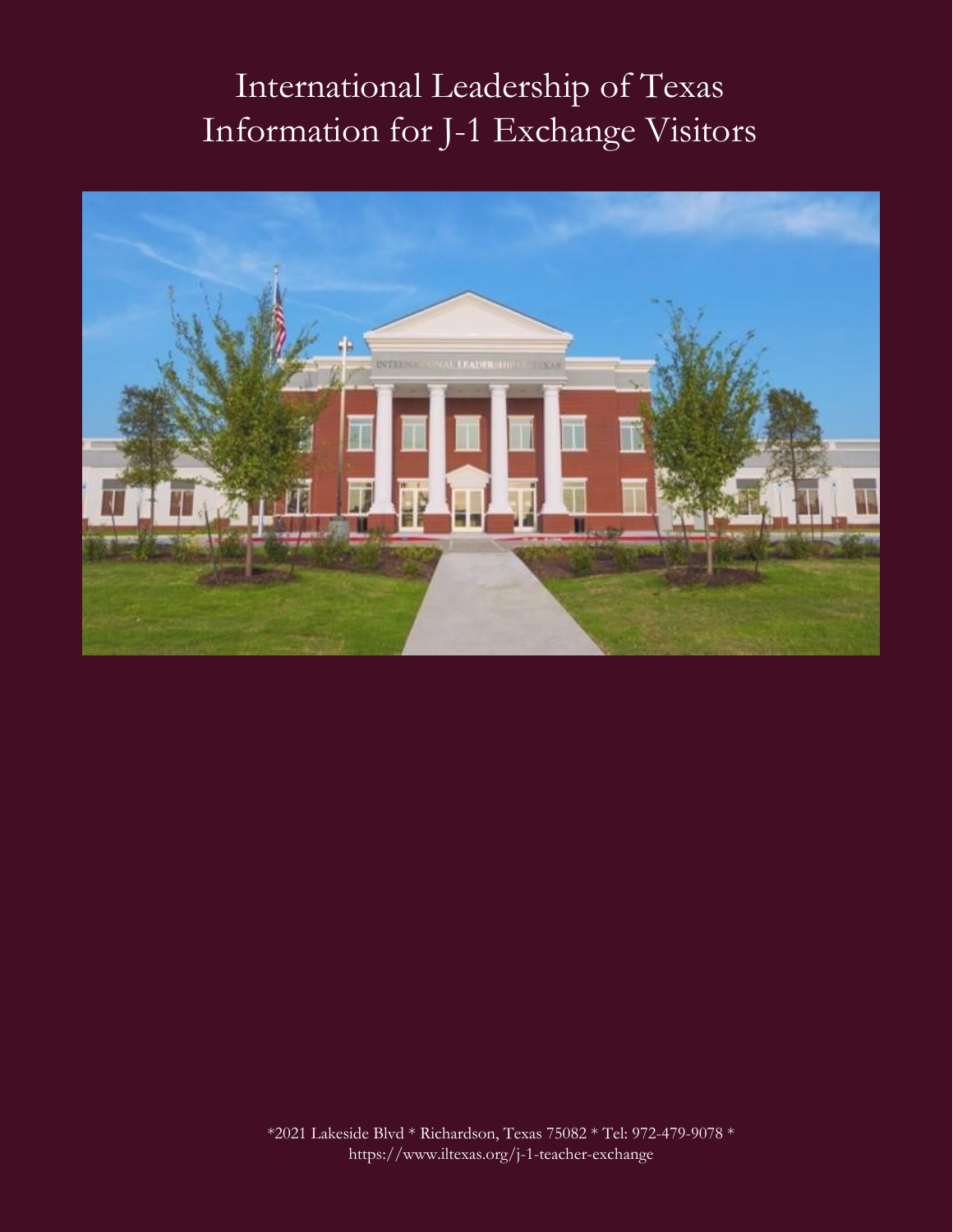# International Leadership of Texas Information for J-1 Exchange Visitors

*2021 Lakeside Blvd * Richardson, Texas 75082 * Tel: 972-479-9078 * https://www.iltexas.org/j-1-teacher-exchange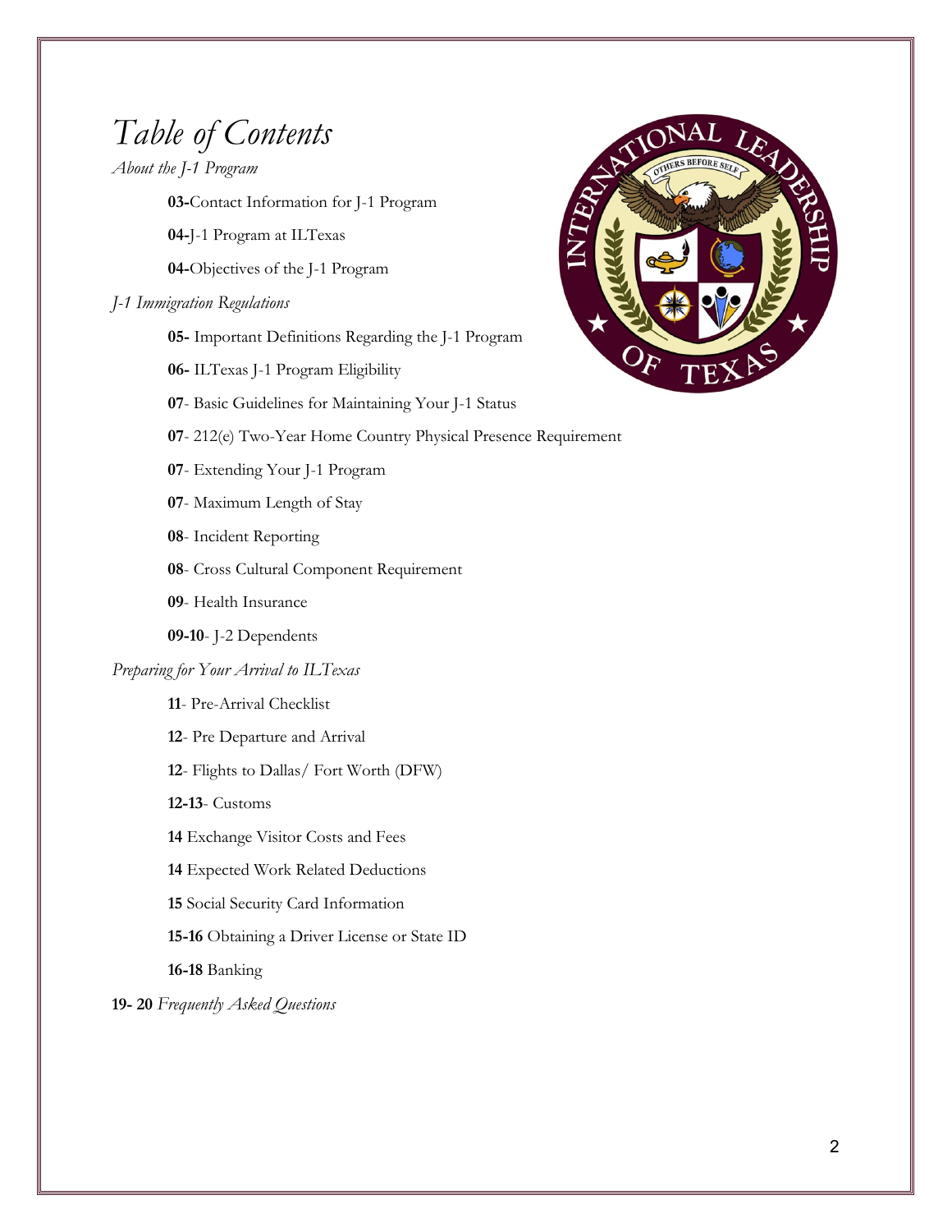# *Table of Contents*

*About the J-1 Program*

- **03-**Contact Information for J-1 Program
- **04-**J-1 Program at ILTexas
- **04-**Objectives of the J-1 Program

*J-1 Immigration Regulations*

- **05-** Important Definitions Regarding the J-1 Program
- **06-** ILTexas J-1 Program Eligibility
- **07**- Basic Guidelines for Maintaining Your J-1 Status
- **07**- 212(e) Two-Year Home Country Physical Presence Requirement
- **07**- Extending Your J-1 Program
- **07**- Maximum Length of Stay
- **08**- Incident Reporting
- **08**- Cross Cultural Component Requirement
- **09**- Health Insurance
- **09-10**- J-2 Dependents

*Preparing for Your Arrival to ILTexas*

- **11**- Pre-Arrival Checklist
- **12**- Pre Departure and Arrival
- **12**- Flights to Dallas/ Fort Worth (DFW)
- **12-13**- Customs
- **14** Exchange Visitor Costs and Fees
- **14** Expected Work Related Deductions
- **15** Social Security Card Information
- **15-16** Obtaining a Driver License or State ID
- **16-18** Banking

**19- 20** *Frequently Asked Questions*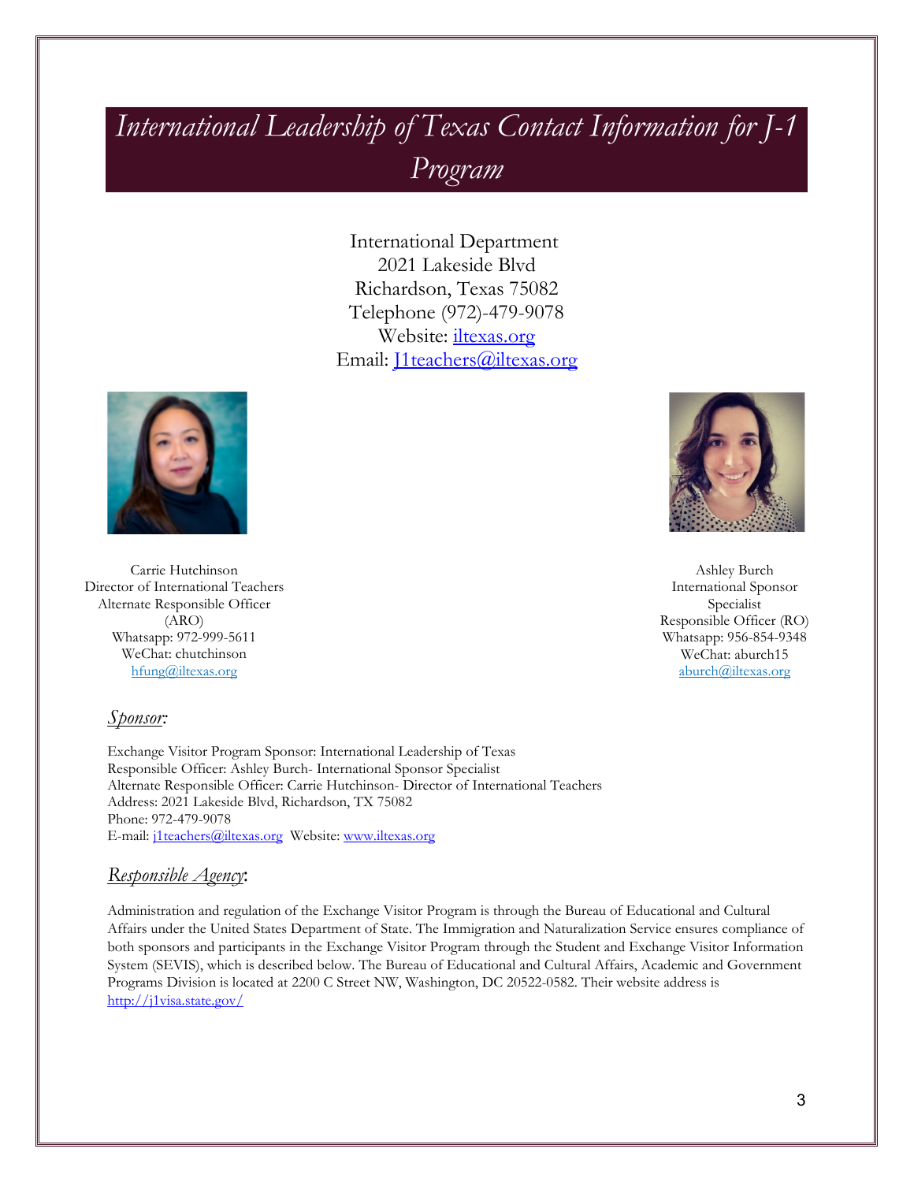# International Leadership of Texas Contact Information for J-1 Program

International Department
2021 Lakeside Blvd
Richardson, Texas 75082
Telephone (972)-479-9078
Website: iltexas.org
Email: J1teachers@iltexas.org

Carrie Hutchinson
Director of International Teachers
Alternate Responsible Officer (ARO)
Whatsapp: 972-999-5611
WeChat: chutchinson
hfung@iltexas.org

Ashley Burch
International Sponsor Specialist
Responsible Officer (RO)
Whatsapp: 956-854-9348
WeChat: aburch15
aburch@iltexas.org

## *Sponsor:*

Exchange Visitor Program Sponsor: International Leadership of Texas
Responsible Officer: Ashley Burch- International Sponsor Specialist
Alternate Responsible Officer: Carrie Hutchinson- Director of International Teachers
Address: 2021 Lakeside Blvd, Richardson, TX 75082
Phone: 972-479-9078
E-mail: j1teachers@iltexas.org Website: www.iltexas.org

## *Responsible Agency:*

Administration and regulation of the Exchange Visitor Program is through the Bureau of Educational and Cultural Affairs under the United States Department of State. The Immigration and Naturalization Service ensures compliance of both sponsors and participants in the Exchange Visitor Program through the Student and Exchange Visitor Information System (SEVIS), which is described below. The Bureau of Educational and Cultural Affairs, Academic and Government Programs Division is located at 2200 C Street NW, Washington, DC 20522-0582. Their website address is http://j1visa.state.gov/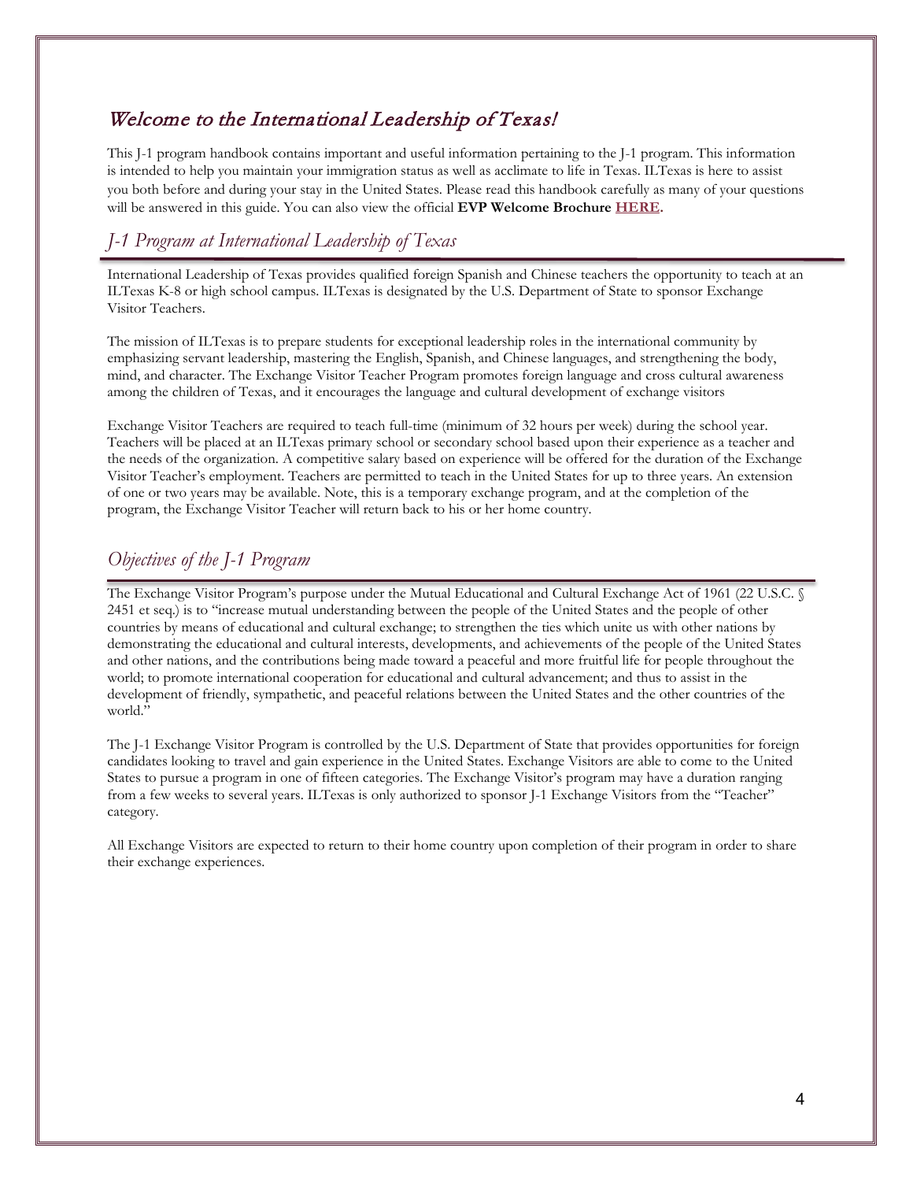# *Welcome to the International Leadership of Texas!*

This J-1 program handbook contains important and useful information pertaining to the J-1 program. This information is intended to help you maintain your immigration status as well as acclimate to life in Texas. ILTexas is here to assist you both before and during your stay in the United States. Please read this handbook carefully as many of your questions will be answered in this guide. You can also view the official **EVP Welcome Brochure HERE.**

## *J-1 Program at International Leadership of Texas*

International Leadership of Texas provides qualified foreign Spanish and Chinese teachers the opportunity to teach at an ILTexas K-8 or high school campus. ILTexas is designated by the U.S. Department of State to sponsor Exchange Visitor Teachers.

The mission of ILTexas is to prepare students for exceptional leadership roles in the international community by emphasizing servant leadership, mastering the English, Spanish, and Chinese languages, and strengthening the body, mind, and character. The Exchange Visitor Teacher Program promotes foreign language and cross cultural awareness among the children of Texas, and it encourages the language and cultural development of exchange visitors

Exchange Visitor Teachers are required to teach full-time (minimum of 32 hours per week) during the school year. Teachers will be placed at an ILTexas primary school or secondary school based upon their experience as a teacher and the needs of the organization. A competitive salary based on experience will be offered for the duration of the Exchange Visitor Teacher's employment. Teachers are permitted to teach in the United States for up to three years. An extension of one or two years may be available. Note, this is a temporary exchange program, and at the completion of the program, the Exchange Visitor Teacher will return back to his or her home country.

## *Objectives of the J-1 Program*

The Exchange Visitor Program's purpose under the Mutual Educational and Cultural Exchange Act of 1961 (22 U.S.C. § 2451 et seq.) is to "increase mutual understanding between the people of the United States and the people of other countries by means of educational and cultural exchange; to strengthen the ties which unite us with other nations by demonstrating the educational and cultural interests, developments, and achievements of the people of the United States and other nations, and the contributions being made toward a peaceful and more fruitful life for people throughout the world; to promote international cooperation for educational and cultural advancement; and thus to assist in the development of friendly, sympathetic, and peaceful relations between the United States and the other countries of the world."

The J-1 Exchange Visitor Program is controlled by the U.S. Department of State that provides opportunities for foreign candidates looking to travel and gain experience in the United States. Exchange Visitors are able to come to the United States to pursue a program in one of fifteen categories. The Exchange Visitor's program may have a duration ranging from a few weeks to several years. ILTexas is only authorized to sponsor J-1 Exchange Visitors from the "Teacher" category.

All Exchange Visitors are expected to return to their home country upon completion of their program in order to share their exchange experiences.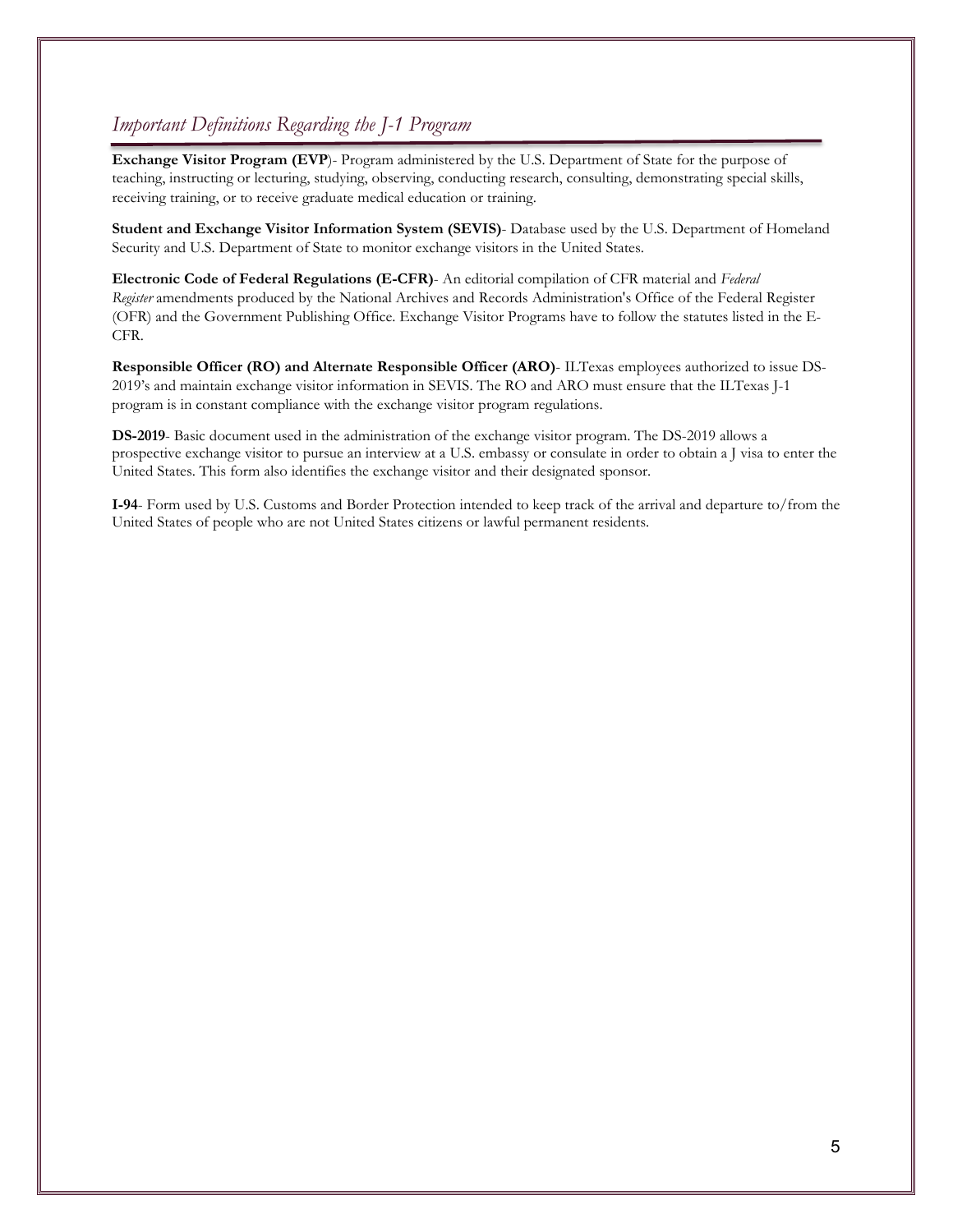## *Important Definitions Regarding the J-1 Program*

**Exchange Visitor Program (EVP**)- Program administered by the U.S. Department of State for the purpose of teaching, instructing or lecturing, studying, observing, conducting research, consulting, demonstrating special skills, receiving training, or to receive graduate medical education or training.

**Student and Exchange Visitor Information System (SEVIS)**- Database used by the U.S. Department of Homeland Security and U.S. Department of State to monitor exchange visitors in the United States.

**Electronic Code of Federal Regulations (E-CFR)**- An editorial compilation of CFR material and *Federal Register* amendments produced by the National Archives and Records Administration's Office of the Federal Register (OFR) and the Government Publishing Office. Exchange Visitor Programs have to follow the statutes listed in the E-CFR.

**Responsible Officer (RO) and Alternate Responsible Officer (ARO)**- ILTexas employees authorized to issue DS-2019's and maintain exchange visitor information in SEVIS. The RO and ARO must ensure that the ILTexas J-1 program is in constant compliance with the exchange visitor program regulations.

**DS-2019**- Basic document used in the administration of the exchange visitor program. The DS-2019 allows a prospective exchange visitor to pursue an interview at a U.S. embassy or consulate in order to obtain a J visa to enter the United States. This form also identifies the exchange visitor and their designated sponsor.

**I-94**- Form used by U.S. Customs and Border Protection intended to keep track of the arrival and departure to/from the United States of people who are not United States citizens or lawful permanent residents.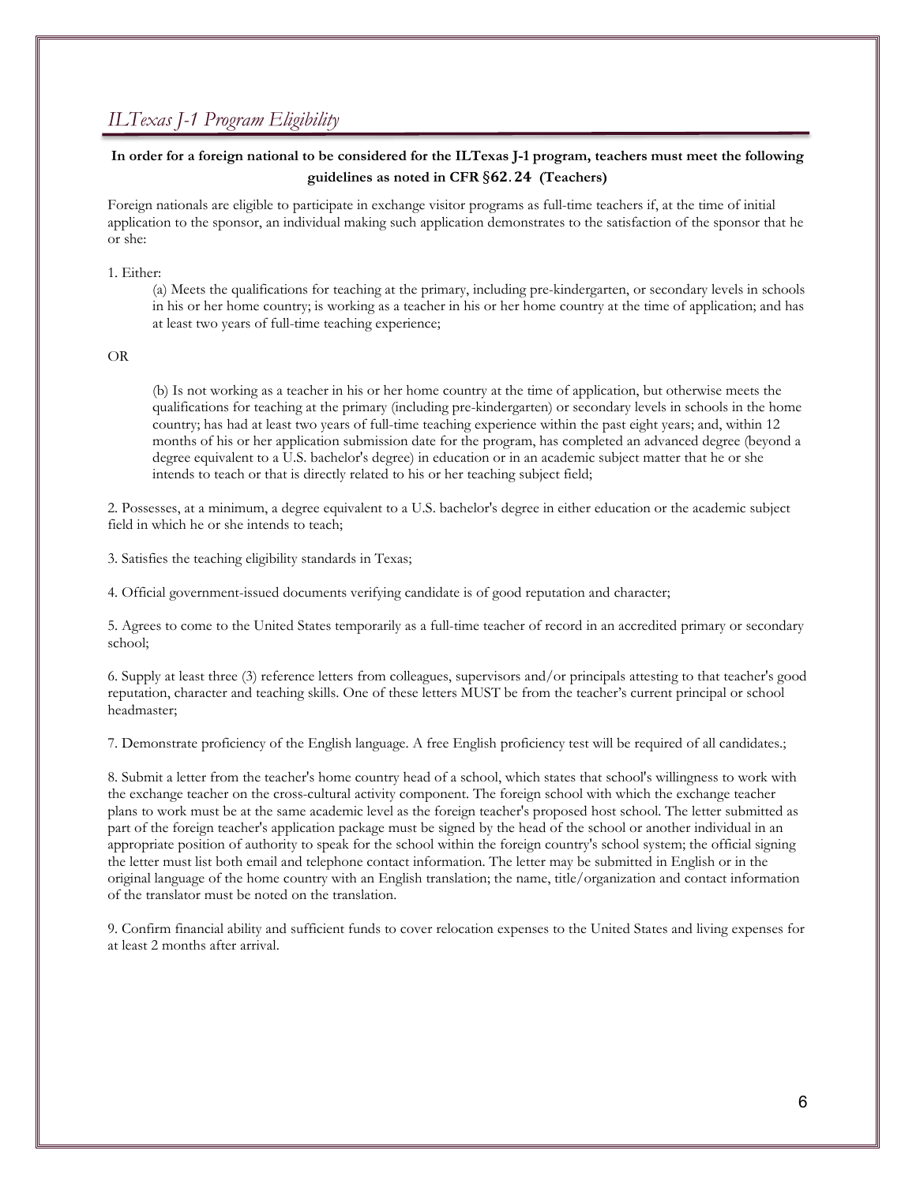## *ILTexas J-1 Program Eligibility*

**In order for a foreign national to be considered for the ILTexas J-1 program, teachers must meet the following guidelines as noted in CFR §62.24 (Teachers)**

Foreign nationals are eligible to participate in exchange visitor programs as full-time teachers if, at the time of initial application to the sponsor, an individual making such application demonstrates to the satisfaction of the sponsor that he or she:

1. Either:

    (a) Meets the qualifications for teaching at the primary, including pre-kindergarten, or secondary levels in schools in his or her home country; is working as a teacher in his or her home country at the time of application; and has at least two years of full-time teaching experience;

OR

    (b) Is not working as a teacher in his or her home country at the time of application, but otherwise meets the qualifications for teaching at the primary (including pre-kindergarten) or secondary levels in schools in the home country; has had at least two years of full-time teaching experience within the past eight years; and, within 12 months of his or her application submission date for the program, has completed an advanced degree (beyond a degree equivalent to a U.S. bachelor's degree) in education or in an academic subject matter that he or she intends to teach or that is directly related to his or her teaching subject field;

2. Possesses, at a minimum, a degree equivalent to a U.S. bachelor's degree in either education or the academic subject field in which he or she intends to teach;

3. Satisfies the teaching eligibility standards in Texas;

4. Official government-issued documents verifying candidate is of good reputation and character;

5. Agrees to come to the United States temporarily as a full-time teacher of record in an accredited primary or secondary school;

6. Supply at least three (3) reference letters from colleagues, supervisors and/or principals attesting to that teacher's good reputation, character and teaching skills. One of these letters MUST be from the teacher's current principal or school headmaster;

7. Demonstrate proficiency of the English language. A free English proficiency test will be required of all candidates.;

8. Submit a letter from the teacher's home country head of a school, which states that school's willingness to work with the exchange teacher on the cross-cultural activity component. The foreign school with which the exchange teacher plans to work must be at the same academic level as the foreign teacher's proposed host school. The letter submitted as part of the foreign teacher's application package must be signed by the head of the school or another individual in an appropriate position of authority to speak for the school within the foreign country's school system; the official signing the letter must list both email and telephone contact information. The letter may be submitted in English or in the original language of the home country with an English translation; the name, title/organization and contact information of the translator must be noted on the translation.

9. Confirm financial ability and sufficient funds to cover relocation expenses to the United States and living expenses for at least 2 months after arrival.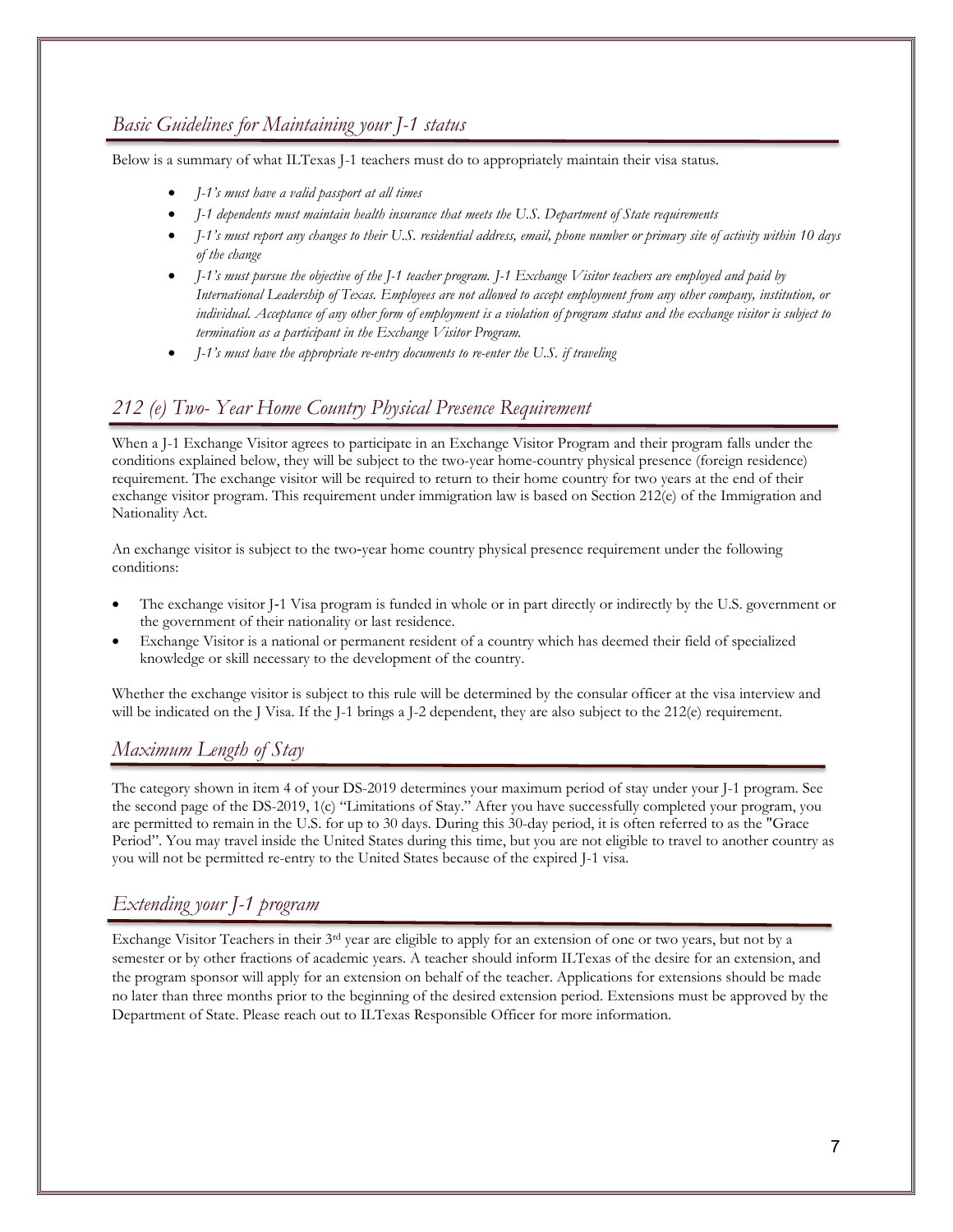## *Basic Guidelines for Maintaining your J-1 status*

Below is a summary of what ILTexas J-1 teachers must do to appropriately maintain their visa status.

- *J-1's must have a valid passport at all times*
- *J-1 dependents must maintain health insurance that meets the U.S. Department of State requirements*
- *J-1's must report any changes to their U.S. residential address, email, phone number or primary site of activity within 10 days of the change*
- *J-1's must pursue the objective of the J-1 teacher program. J-1 Exchange Visitor teachers are employed and paid by International Leadership of Texas. Employees are not allowed to accept employment from any other company, institution, or individual. Acceptance of any other form of employment is a violation of program status and the exchange visitor is subject to termination as a participant in the Exchange Visitor Program.*
- *J-1's must have the appropriate re-entry documents to re-enter the U.S. if traveling*

## *212 (e) Two- Year Home Country Physical Presence Requirement*

When a J-1 Exchange Visitor agrees to participate in an Exchange Visitor Program and their program falls under the conditions explained below, they will be subject to the two-year home-country physical presence (foreign residence) requirement. The exchange visitor will be required to return to their home country for two years at the end of their exchange visitor program. This requirement under immigration law is based on Section 212(e) of the Immigration and Nationality Act.

An exchange visitor is subject to the two-year home country physical presence requirement under the following conditions:

- The exchange visitor J-1 Visa program is funded in whole or in part directly or indirectly by the U.S. government or the government of their nationality or last residence.
- Exchange Visitor is a national or permanent resident of a country which has deemed their field of specialized knowledge or skill necessary to the development of the country.

Whether the exchange visitor is subject to this rule will be determined by the consular officer at the visa interview and will be indicated on the J Visa. If the J-1 brings a J-2 dependent, they are also subject to the 212(e) requirement.

## *Maximum Length of Stay*

The category shown in item 4 of your DS-2019 determines your maximum period of stay under your J-1 program. See the second page of the DS-2019, 1(c) "Limitations of Stay." After you have successfully completed your program, you are permitted to remain in the U.S. for up to 30 days. During this 30-day period, it is often referred to as the "Grace Period". You may travel inside the United States during this time, but you are not eligible to travel to another country as you will not be permitted re-entry to the United States because of the expired J-1 visa.

## *Extending your J-1 program*

Exchange Visitor Teachers in their 3rd year are eligible to apply for an extension of one or two years, but not by a semester or by other fractions of academic years. A teacher should inform ILTexas of the desire for an extension, and the program sponsor will apply for an extension on behalf of the teacher. Applications for extensions should be made no later than three months prior to the beginning of the desired extension period. Extensions must be approved by the Department of State. Please reach out to ILTexas Responsible Officer for more information.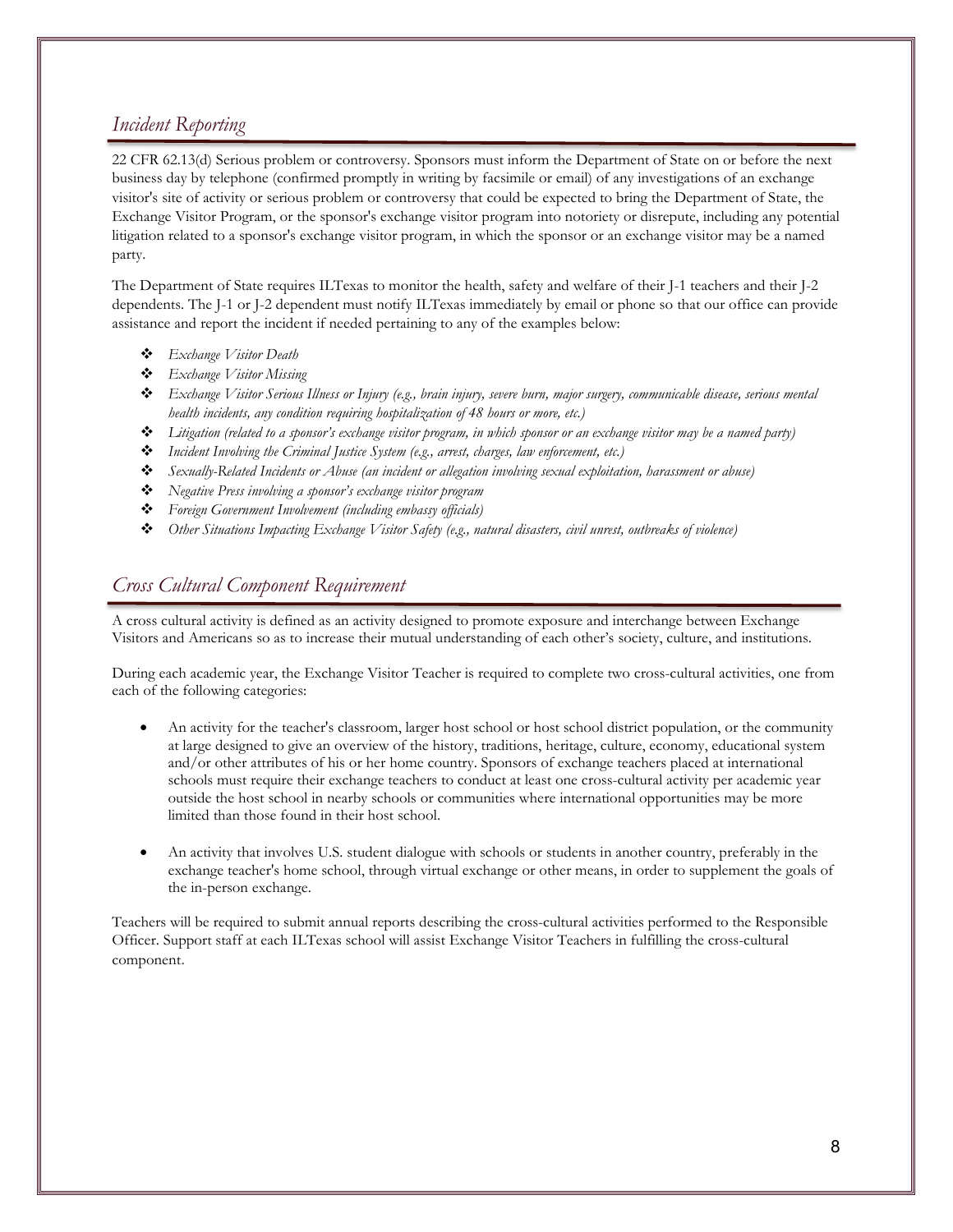## *Incident Reporting*

22 CFR 62.13(d) Serious problem or controversy. Sponsors must inform the Department of State on or before the next business day by telephone (confirmed promptly in writing by facsimile or email) of any investigations of an exchange visitor's site of activity or serious problem or controversy that could be expected to bring the Department of State, the Exchange Visitor Program, or the sponsor's exchange visitor program into notoriety or disrepute, including any potential litigation related to a sponsor's exchange visitor program, in which the sponsor or an exchange visitor may be a named party.

The Department of State requires ILTexas to monitor the health, safety and welfare of their J-1 teachers and their J-2 dependents. The J-1 or J-2 dependent must notify ILTexas immediately by email or phone so that our office can provide assistance and report the incident if needed pertaining to any of the examples below:

- *Exchange Visitor Death*
- *Exchange Visitor Missing*
- *Exchange Visitor Serious Illness or Injury (e.g., brain injury, severe burn, major surgery, communicable disease, serious mental health incidents, any condition requiring hospitalization of 48 hours or more, etc.)*
- *Litigation (related to a sponsor's exchange visitor program, in which sponsor or an exchange visitor may be a named party)*
- *Incident Involving the Criminal Justice System (e.g., arrest, charges, law enforcement, etc.)*
- *Sexually-Related Incidents or Abuse (an incident or allegation involving sexual exploitation, harassment or abuse)*
- *Negative Press involving a sponsor's exchange visitor program*
- *Foreign Government Involvement (including embassy officials)*
- *Other Situations Impacting Exchange Visitor Safety (e.g., natural disasters, civil unrest, outbreaks of violence)*

## *Cross Cultural Component Requirement*

A cross cultural activity is defined as an activity designed to promote exposure and interchange between Exchange Visitors and Americans so as to increase their mutual understanding of each other's society, culture, and institutions.

During each academic year, the Exchange Visitor Teacher is required to complete two cross-cultural activities, one from each of the following categories:

- An activity for the teacher's classroom, larger host school or host school district population, or the community at large designed to give an overview of the history, traditions, heritage, culture, economy, educational system and/or other attributes of his or her home country. Sponsors of exchange teachers placed at international schools must require their exchange teachers to conduct at least one cross-cultural activity per academic year outside the host school in nearby schools or communities where international opportunities may be more limited than those found in their host school.

- An activity that involves U.S. student dialogue with schools or students in another country, preferably in the exchange teacher's home school, through virtual exchange or other means, in order to supplement the goals of the in-person exchange.

Teachers will be required to submit annual reports describing the cross-cultural activities performed to the Responsible Officer. Support staff at each ILTexas school will assist Exchange Visitor Teachers in fulfilling the cross-cultural component.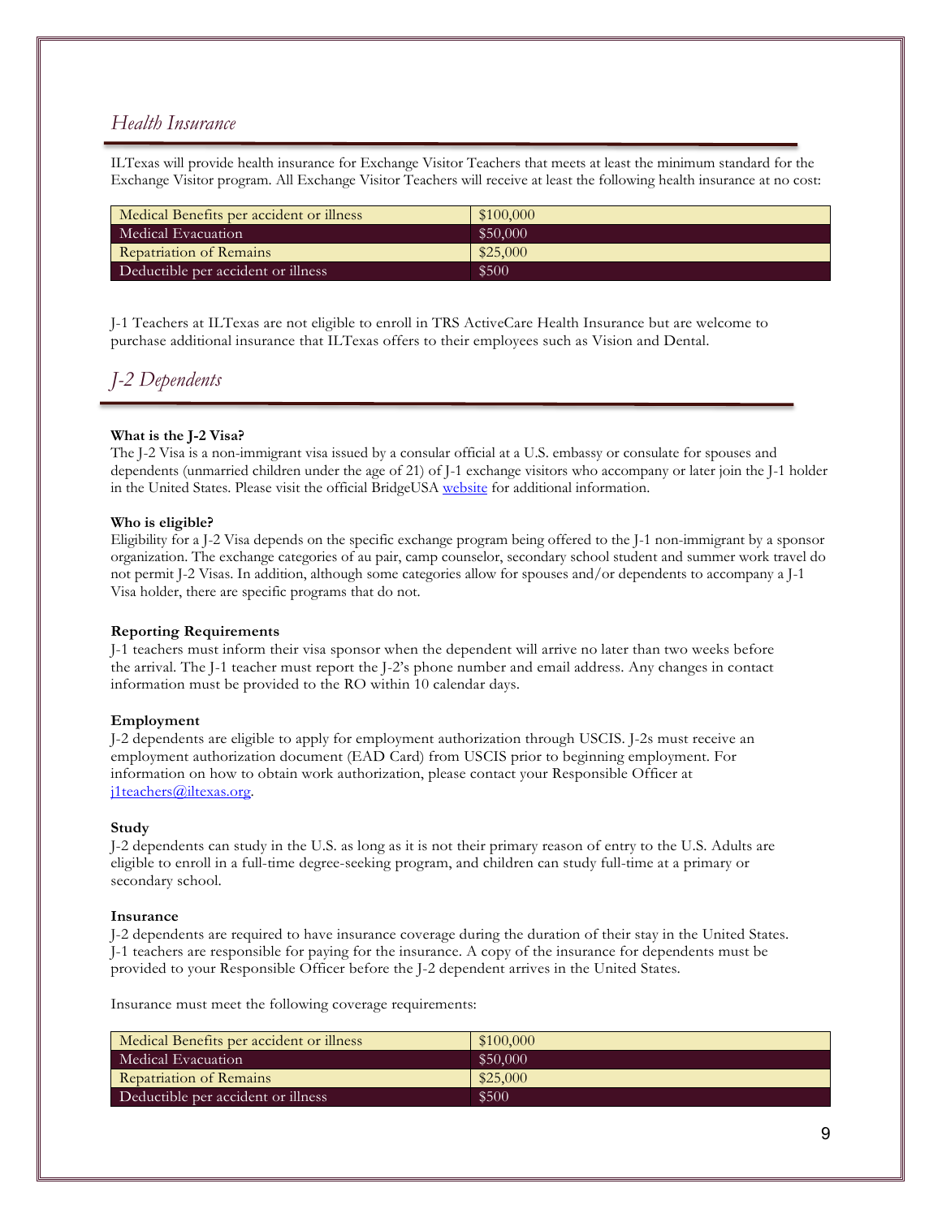## *Health Insurance*

ILTexas will provide health insurance for Exchange Visitor Teachers that meets at least the minimum standard for the Exchange Visitor program. All Exchange Visitor Teachers will receive at least the following health insurance at no cost:

| Medical Benefits per accident or illness | $100,000 |
|---|---|
| Medical Evacuation | $50,000 |
| Repatriation of Remains | $25,000 |
| Deductible per accident or illness | $500 |

J-1 Teachers at ILTexas are not eligible to enroll in TRS ActiveCare Health Insurance but are welcome to purchase additional insurance that ILTexas offers to their employees such as Vision and Dental.

## *J-2 Dependents*

**What is the J-2 Visa?**
The J-2 Visa is a non-immigrant visa issued by a consular official at a U.S. embassy or consulate for spouses and dependents (unmarried children under the age of 21) of J-1 exchange visitors who accompany or later join the J-1 holder in the United States. Please visit the official BridgeUSA [website] for additional information.

**Who is eligible?**
Eligibility for a J-2 Visa depends on the specific exchange program being offered to the J-1 non-immigrant by a sponsor organization. The exchange categories of au pair, camp counselor, secondary school student and summer work travel do not permit J-2 Visas. In addition, although some categories allow for spouses and/or dependents to accompany a J-1 Visa holder, there are specific programs that do not.

**Reporting Requirements**
J-1 teachers must inform their visa sponsor when the dependent will arrive no later than two weeks before the arrival. The J-1 teacher must report the J-2's phone number and email address. Any changes in contact information must be provided to the RO within 10 calendar days.

**Employment**
J-2 dependents are eligible to apply for employment authorization through USCIS. J-2s must receive an employment authorization document (EAD Card) from USCIS prior to beginning employment. For information on how to obtain work authorization, please contact your Responsible Officer at j1teachers@iltexas.org.

**Study**
J-2 dependents can study in the U.S. as long as it is not their primary reason of entry to the U.S. Adults are eligible to enroll in a full-time degree-seeking program, and children can study full-time at a primary or secondary school.

**Insurance**
J-2 dependents are required to have insurance coverage during the duration of their stay in the United States. J-1 teachers are responsible for paying for the insurance. A copy of the insurance for dependents must be provided to your Responsible Officer before the J-2 dependent arrives in the United States.

Insurance must meet the following coverage requirements:

| Medical Benefits per accident or illness | $100,000 |
|---|---|
| Medical Evacuation | $50,000 |
| Repatriation of Remains | $25,000 |
| Deductible per accident or illness | $500 |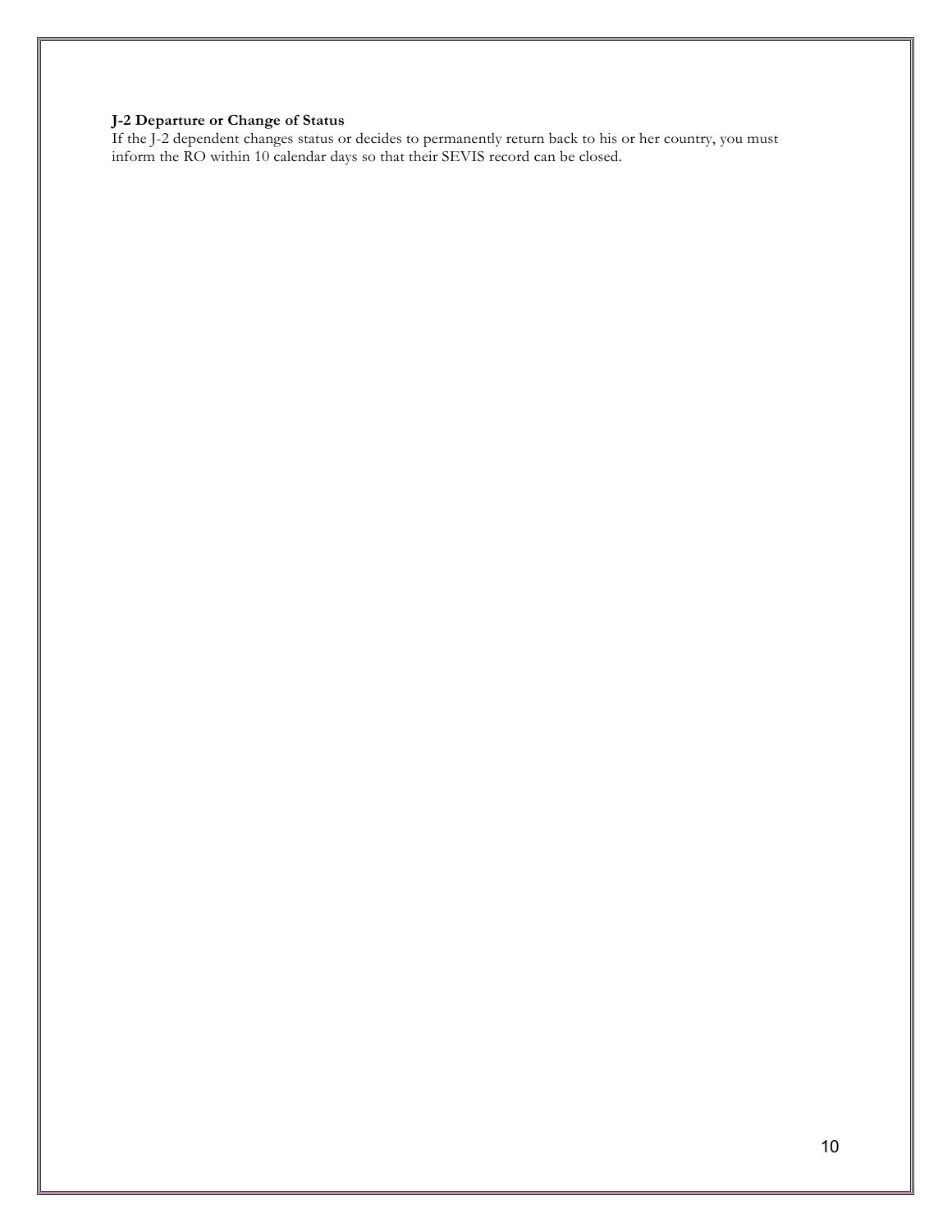**J-2 Departure or Change of Status**

If the J-2 dependent changes status or decides to permanently return back to his or her country, you must inform the RO within 10 calendar days so that their SEVIS record can be closed.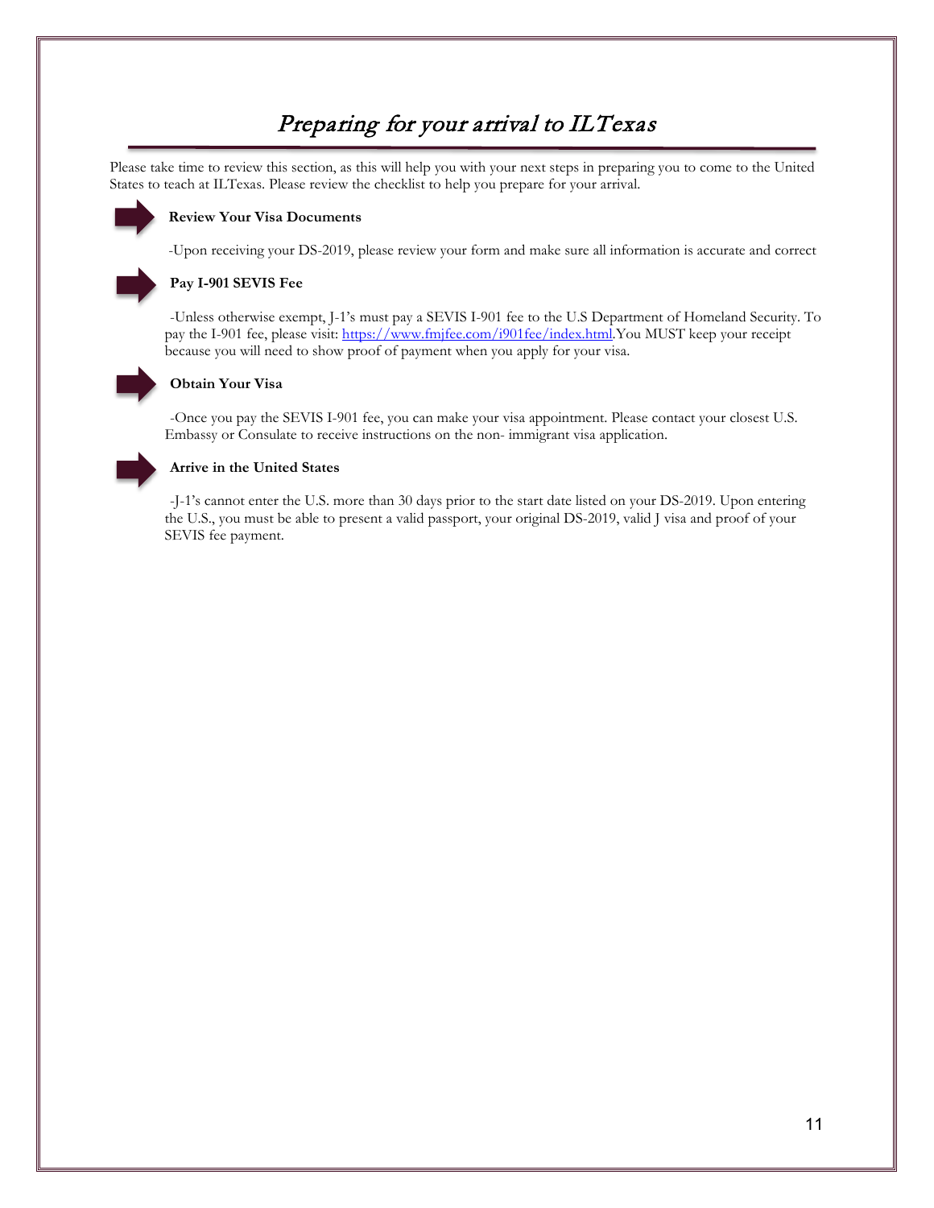# *Preparing for your arrival to ILTexas*

Please take time to review this section, as this will help you with your next steps in preparing you to come to the United States to teach at ILTexas. Please review the checklist to help you prepare for your arrival.

**Review Your Visa Documents**

-Upon receiving your DS-2019, please review your form and make sure all information is accurate and correct

**Pay I-901 SEVIS Fee**

-Unless otherwise exempt, J-1's must pay a SEVIS I-901 fee to the U.S Department of Homeland Security. To pay the I-901 fee, please visit: [https://www.fmjfee.com/i901fee/index.html](https://www.fmjfee.com/i901fee/index.html).You MUST keep your receipt because you will need to show proof of payment when you apply for your visa.

**Obtain Your Visa**

-Once you pay the SEVIS I-901 fee, you can make your visa appointment. Please contact your closest U.S. Embassy or Consulate to receive instructions on the non- immigrant visa application.

**Arrive in the United States**

-J-1's cannot enter the U.S. more than 30 days prior to the start date listed on your DS-2019. Upon entering the U.S., you must be able to present a valid passport, your original DS-2019, valid J visa and proof of your SEVIS fee payment.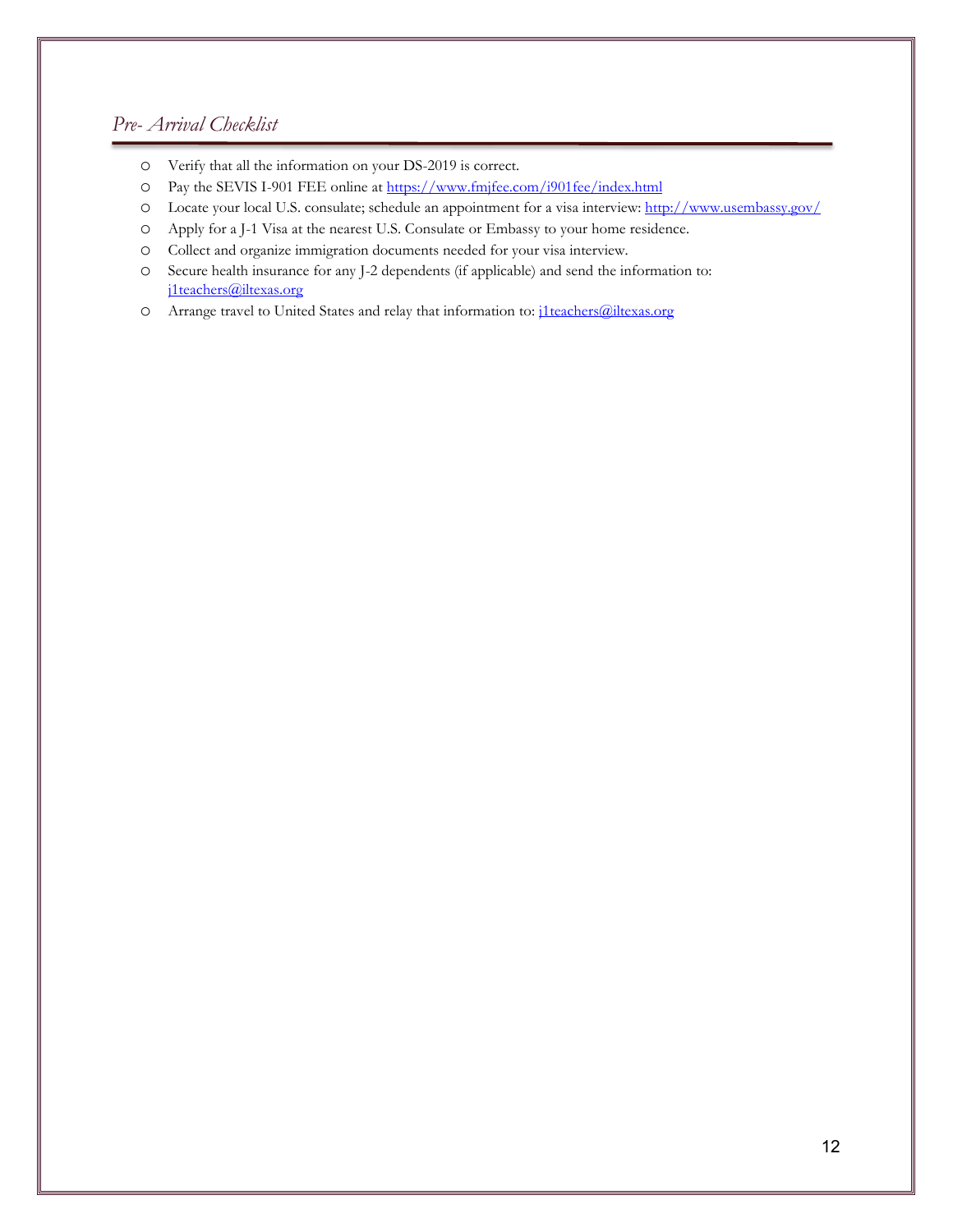## *Pre- Arrival Checklist*

- Verify that all the information on your DS-2019 is correct.
- Pay the SEVIS I-901 FEE online at https://www.fmjfee.com/i901fee/index.html
- Locate your local U.S. consulate; schedule an appointment for a visa interview: http://www.usembassy.gov/
- Apply for a J-1 Visa at the nearest U.S. Consulate or Embassy to your home residence.
- Collect and organize immigration documents needed for your visa interview.
- Secure health insurance for any J-2 dependents (if applicable) and send the information to: j1teachers@iltexas.org
- Arrange travel to United States and relay that information to: j1teachers@iltexas.org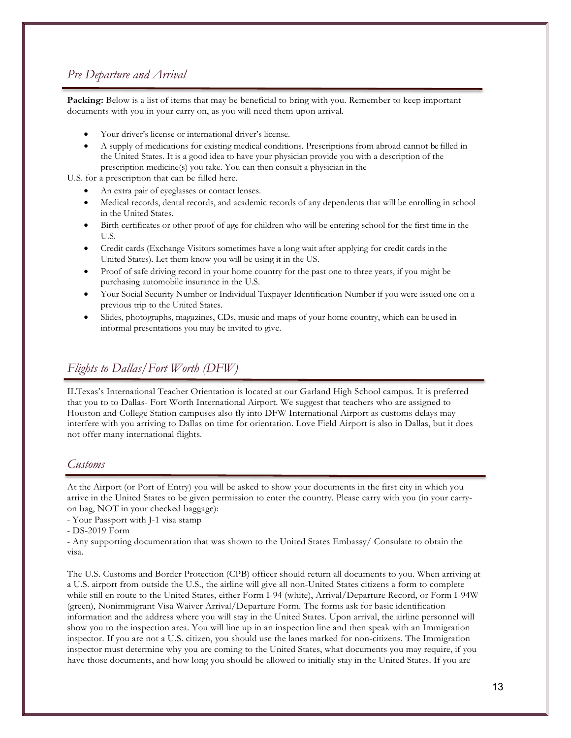## *Pre Departure and Arrival*

**Packing:** Below is a list of items that may be beneficial to bring with you. Remember to keep important documents with you in your carry on, as you will need them upon arrival.

- Your driver's license or international driver's license.
- A supply of medications for existing medical conditions. Prescriptions from abroad cannot be filled in the United States. It is a good idea to have your physician provide you with a description of the prescription medicine(s) you take. You can then consult a physician in the U.S. for a prescription that can be filled here.
- An extra pair of eyeglasses or contact lenses.
- Medical records, dental records, and academic records of any dependents that will be enrolling in school in the United States.
- Birth certificates or other proof of age for children who will be entering school for the first time in the U.S.
- Credit cards (Exchange Visitors sometimes have a long wait after applying for credit cards in the United States). Let them know you will be using it in the US.
- Proof of safe driving record in your home country for the past one to three years, if you might be purchasing automobile insurance in the U.S.
- Your Social Security Number or Individual Taxpayer Identification Number if you were issued one on a previous trip to the United States.
- Slides, photographs, magazines, CDs, music and maps of your home country, which can be used in informal presentations you may be invited to give.

## *Flights to Dallas/Fort Worth (DFW)*

ILTexas's International Teacher Orientation is located at our Garland High School campus. It is preferred that you to to Dallas- Fort Worth International Airport. We suggest that teachers who are assigned to Houston and College Station campuses also fly into DFW International Airport as customs delays may interfere with you arriving to Dallas on time for orientation. Love Field Airport is also in Dallas, but it does not offer many international flights.

## *Customs*

At the Airport (or Port of Entry) you will be asked to show your documents in the first city in which you arrive in the United States to be given permission to enter the country. Please carry with you (in your carry-on bag, NOT in your checked baggage):

- Your Passport with J-1 visa stamp
- DS-2019 Form
- Any supporting documentation that was shown to the United States Embassy/ Consulate to obtain the visa.

The U.S. Customs and Border Protection (CPB) officer should return all documents to you. When arriving at a U.S. airport from outside the U.S., the airline will give all non-United States citizens a form to complete while still en route to the United States, either Form I-94 (white), Arrival/Departure Record, or Form I-94W (green), Nonimmigrant Visa Waiver Arrival/Departure Form. The forms ask for basic identification information and the address where you will stay in the United States. Upon arrival, the airline personnel will show you to the inspection area. You will line up in an inspection line and then speak with an Immigration inspector. If you are not a U.S. citizen, you should use the lanes marked for non-citizens. The Immigration inspector must determine why you are coming to the United States, what documents you may require, if you have those documents, and how long you should be allowed to initially stay in the United States. If you are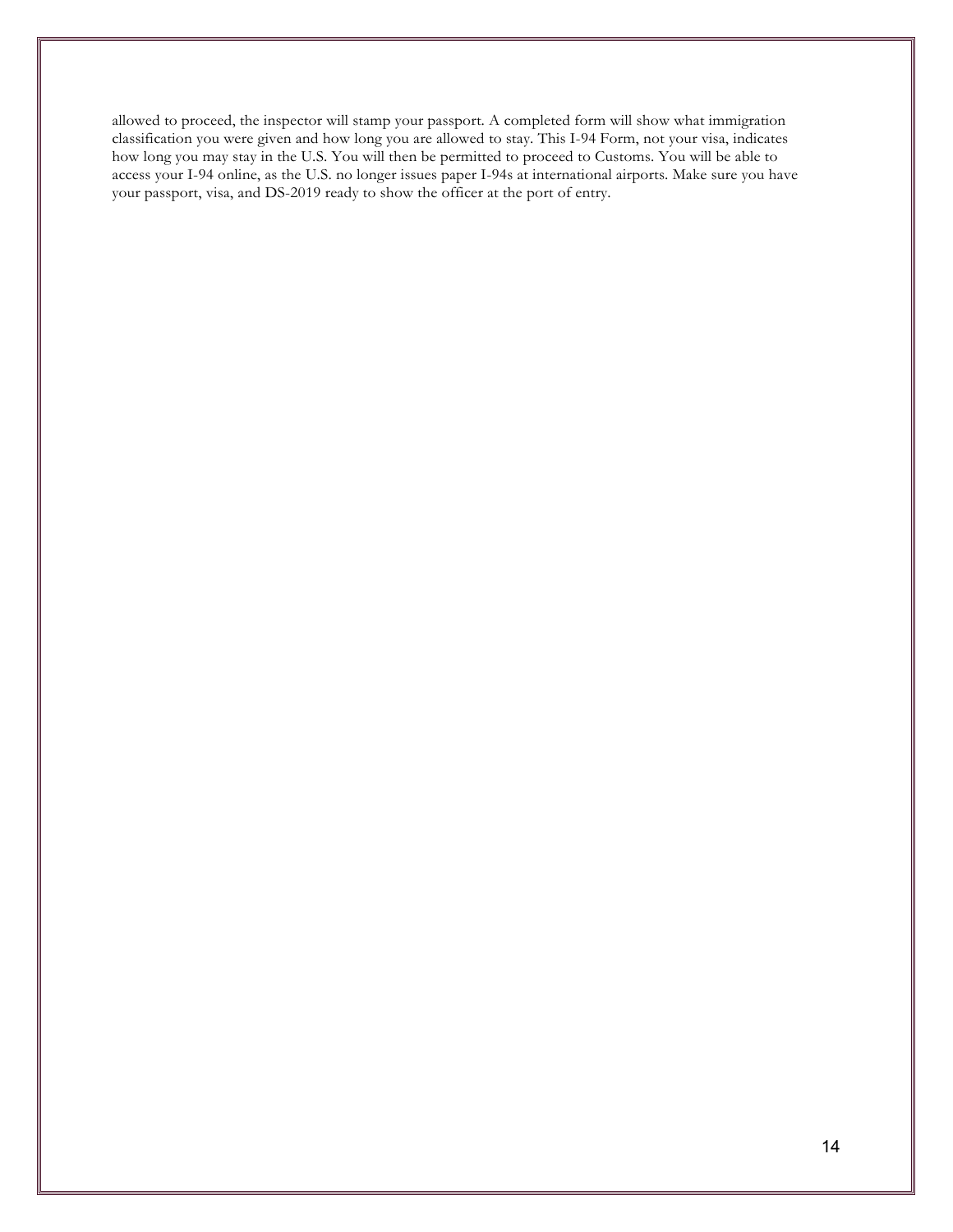allowed to proceed, the inspector will stamp your passport. A completed form will show what immigration classification you were given and how long you are allowed to stay. This I-94 Form, not your visa, indicates how long you may stay in the U.S. You will then be permitted to proceed to Customs. You will be able to access your I-94 online, as the U.S. no longer issues paper I-94s at international airports. Make sure you have your passport, visa, and DS-2019 ready to show the officer at the port of entry.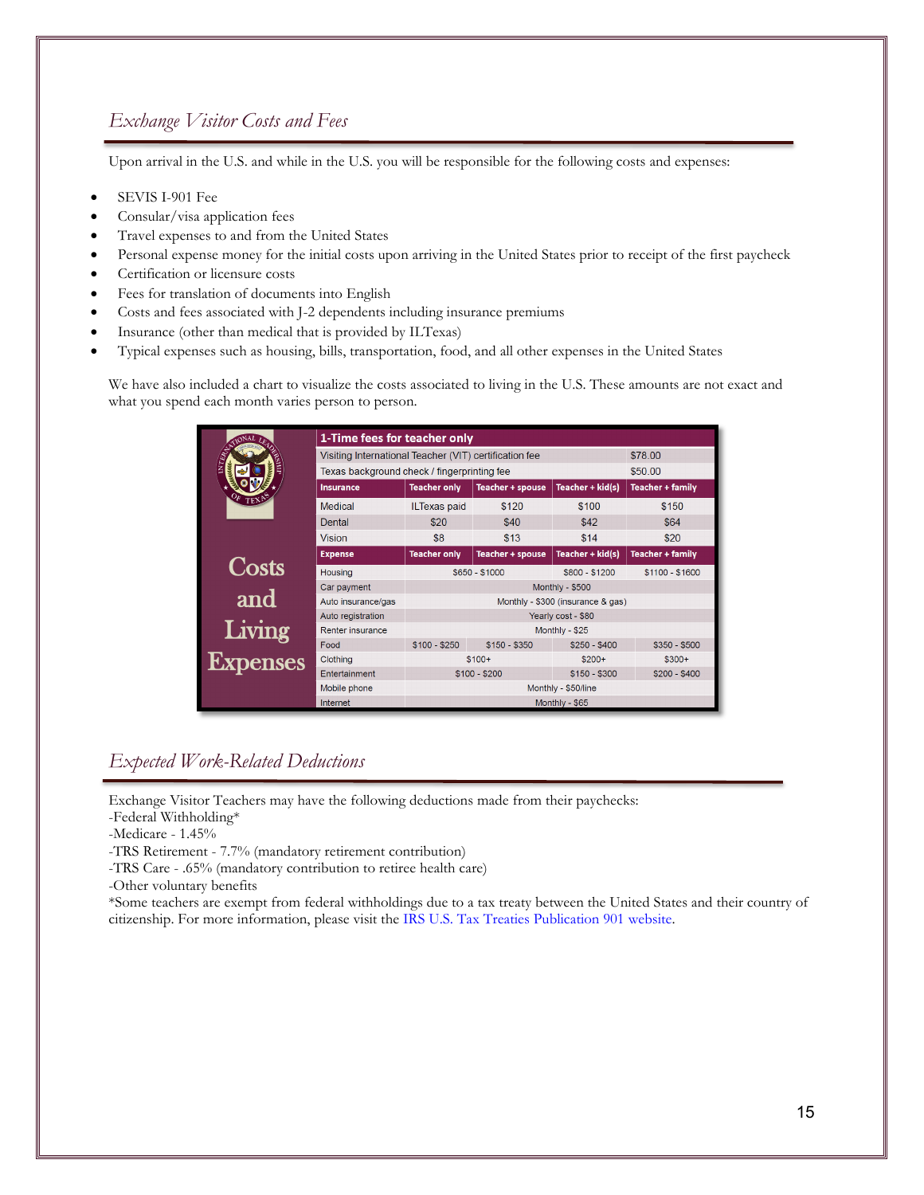## Exchange Visitor Costs and Fees

Upon arrival in the U.S. and while in the U.S. you will be responsible for the following costs and expenses:

- SEVIS I-901 Fee
- Consular/visa application fees
- Travel expenses to and from the United States
- Personal expense money for the initial costs upon arriving in the United States prior to receipt of the first paycheck
- Certification or licensure costs
- Fees for translation of documents into English
- Costs and fees associated with J-2 dependents including insurance premiums
- Insurance (other than medical that is provided by ILTexas)
- Typical expenses such as housing, bills, transportation, food, and all other expenses in the United States

We have also included a chart to visualize the costs associated to living in the U.S. These amounts are not exact and what you spend each month varies person to person.

**Costs and Living Expenses**

| 1-Time fees for teacher only | | | | |
|---|---|---|---|---|
| Visiting International Teacher (VIT) certification fee | | | | $78.00 |
| Texas background check / fingerprinting fee | | | | $50.00 |
| **Insurance** | **Teacher only** | **Teacher + spouse** | **Teacher + kid(s)** | **Teacher + family** |
| Medical | ILTexas paid | $120 | $100 | $150 |
| Dental | $20 | $40 | $42 | $64 |
| Vision | $8 | $13 | $14 | $20 |
| **Expense** | **Teacher only** | **Teacher + spouse** | **Teacher + kid(s)** | **Teacher + family** |
| Housing | $650 - $1000 | | $800 - $1200 | $1100 - $1600 |
| Car payment | Monthly - $500 | | | |
| Auto insurance/gas | Monthly - $300 (insurance & gas) | | | |
| Auto registration | Yearly cost - $80 | | | |
| Renter insurance | Monthly - $25 | | | |
| Food | $100 - $250 | $150 - $350 | $250 - $400 | $350 - $500 |
| Clothing | $100+ | | $200+ | $300+ |
| Entertainment | $100 - $200 | | $150 - $300 | $200 - $400 |
| Mobile phone | Monthly - $50/line | | | |
| Internet | Monthly - $65 | | | |

## Expected Work-Related Deductions

Exchange Visitor Teachers may have the following deductions made from their paychecks:
-Federal Withholding*
-Medicare - 1.45%
-TRS Retirement - 7.7% (mandatory retirement contribution)
-TRS Care - .65% (mandatory contribution to retiree health care)
-Other voluntary benefits
*Some teachers are exempt from federal withholdings due to a tax treaty between the United States and their country of citizenship. For more information, please visit the IRS U.S. Tax Treaties Publication 901 website.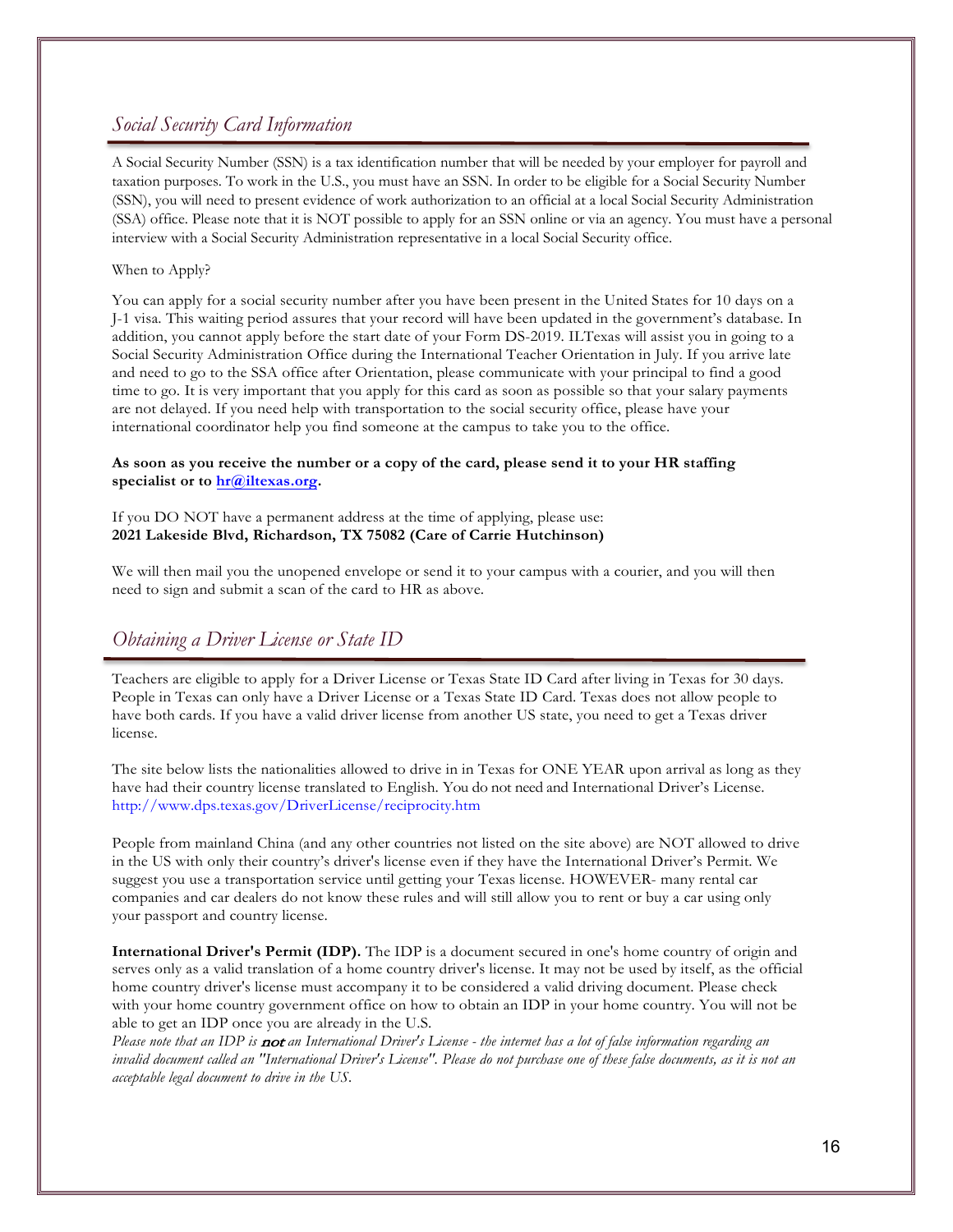## *Social Security Card Information*

A Social Security Number (SSN) is a tax identification number that will be needed by your employer for payroll and taxation purposes. To work in the U.S., you must have an SSN. In order to be eligible for a Social Security Number (SSN), you will need to present evidence of work authorization to an official at a local Social Security Administration (SSA) office. Please note that it is NOT possible to apply for an SSN online or via an agency. You must have a personal interview with a Social Security Administration representative in a local Social Security office.

When to Apply?

You can apply for a social security number after you have been present in the United States for 10 days on a J-1 visa. This waiting period assures that your record will have been updated in the government's database. In addition, you cannot apply before the start date of your Form DS-2019. ILTexas will assist you in going to a Social Security Administration Office during the International Teacher Orientation in July. If you arrive late and need to go to the SSA office after Orientation, please communicate with your principal to find a good time to go. It is very important that you apply for this card as soon as possible so that your salary payments are not delayed. If you need help with transportation to the social security office, please have your international coordinator help you find someone at the campus to take you to the office.

**As soon as you receive the number or a copy of the card, please send it to your HR staffing specialist or to hr@iltexas.org.**

If you DO NOT have a permanent address at the time of applying, please use:
**2021 Lakeside Blvd, Richardson, TX 75082 (Care of Carrie Hutchinson)**

We will then mail you the unopened envelope or send it to your campus with a courier, and you will then need to sign and submit a scan of the card to HR as above.

## *Obtaining a Driver License or State ID*

Teachers are eligible to apply for a Driver License or Texas State ID Card after living in Texas for 30 days. People in Texas can only have a Driver License or a Texas State ID Card. Texas does not allow people to have both cards. If you have a valid driver license from another US state, you need to get a Texas driver license.

The site below lists the nationalities allowed to drive in in Texas for ONE YEAR upon arrival as long as they have had their country license translated to English. You do not need and International Driver's License.
http://www.dps.texas.gov/DriverLicense/reciprocity.htm

People from mainland China (and any other countries not listed on the site above) are NOT allowed to drive in the US with only their country's driver's license even if they have the International Driver's Permit. We suggest you use a transportation service until getting your Texas license. HOWEVER- many rental car companies and car dealers do not know these rules and will still allow you to rent or buy a car using only your passport and country license.

**International Driver's Permit (IDP).** The IDP is a document secured in one's home country of origin and serves only as a valid translation of a home country driver's license. It may not be used by itself, as the official home country driver's license must accompany it to be considered a valid driving document. Please check with your home country government office on how to obtain an IDP in your home country. You will not be able to get an IDP once you are already in the U.S.
*Please note that an IDP is **not** an International Driver's License - the internet has a lot of false information regarding an invalid document called an "International Driver's License". Please do not purchase one of these false documents, as it is not an acceptable legal document to drive in the US.*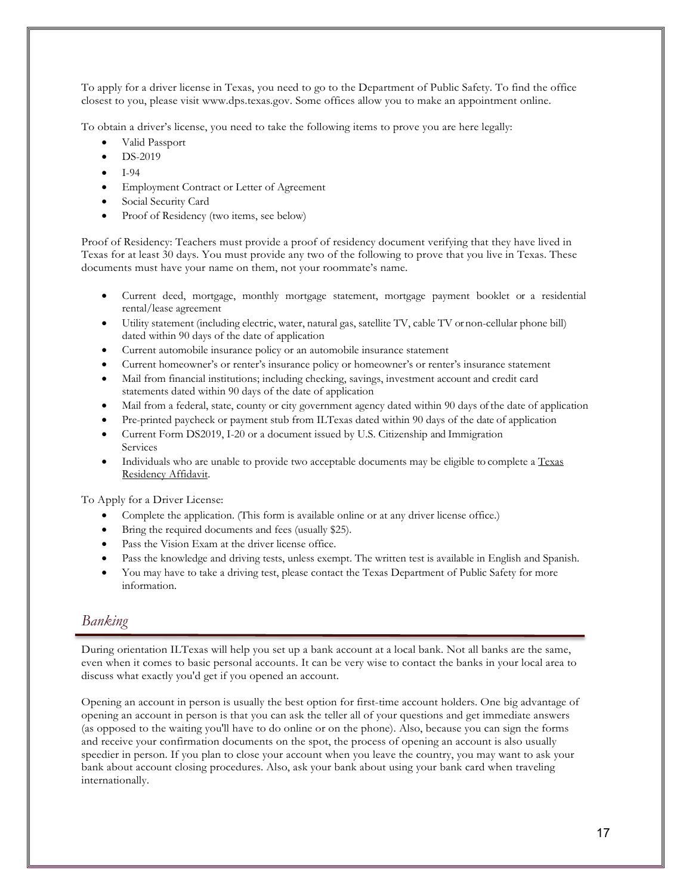To apply for a driver license in Texas, you need to go to the Department of Public Safety. To find the office closest to you, please visit www.dps.texas.gov. Some offices allow you to make an appointment online.

To obtain a driver's license, you need to take the following items to prove you are here legally:

- Valid Passport
- DS-2019
- I-94
- Employment Contract or Letter of Agreement
- Social Security Card
- Proof of Residency (two items, see below)

Proof of Residency: Teachers must provide a proof of residency document verifying that they have lived in Texas for at least 30 days. You must provide any two of the following to prove that you live in Texas. These documents must have your name on them, not your roommate's name.

- Current deed, mortgage, monthly mortgage statement, mortgage payment booklet or a residential rental/lease agreement
- Utility statement (including electric, water, natural gas, satellite TV, cable TV or non-cellular phone bill) dated within 90 days of the date of application
- Current automobile insurance policy or an automobile insurance statement
- Current homeowner's or renter's insurance policy or homeowner's or renter's insurance statement
- Mail from financial institutions; including checking, savings, investment account and credit card statements dated within 90 days of the date of application
- Mail from a federal, state, county or city government agency dated within 90 days of the date of application
- Pre-printed paycheck or payment stub from ILTexas dated within 90 days of the date of application
- Current Form DS2019, I-20 or a document issued by U.S. Citizenship and Immigration Services
- Individuals who are unable to provide two acceptable documents may be eligible to complete a Texas Residency Affidavit.

To Apply for a Driver License:

- Complete the application. (This form is available online or at any driver license office.)
- Bring the required documents and fees (usually $25).
- Pass the Vision Exam at the driver license office.
- Pass the knowledge and driving tests, unless exempt. The written test is available in English and Spanish.
- You may have to take a driving test, please contact the Texas Department of Public Safety for more information.

## *Banking*

During orientation ILTexas will help you set up a bank account at a local bank. Not all banks are the same, even when it comes to basic personal accounts. It can be very wise to contact the banks in your local area to discuss what exactly you'd get if you opened an account.

Opening an account in person is usually the best option for first-time account holders. One big advantage of opening an account in person is that you can ask the teller all of your questions and get immediate answers (as opposed to the waiting you'll have to do online or on the phone). Also, because you can sign the forms and receive your confirmation documents on the spot, the process of opening an account is also usually speedier in person. If you plan to close your account when you leave the country, you may want to ask your bank about account closing procedures. Also, ask your bank about using your bank card when traveling internationally.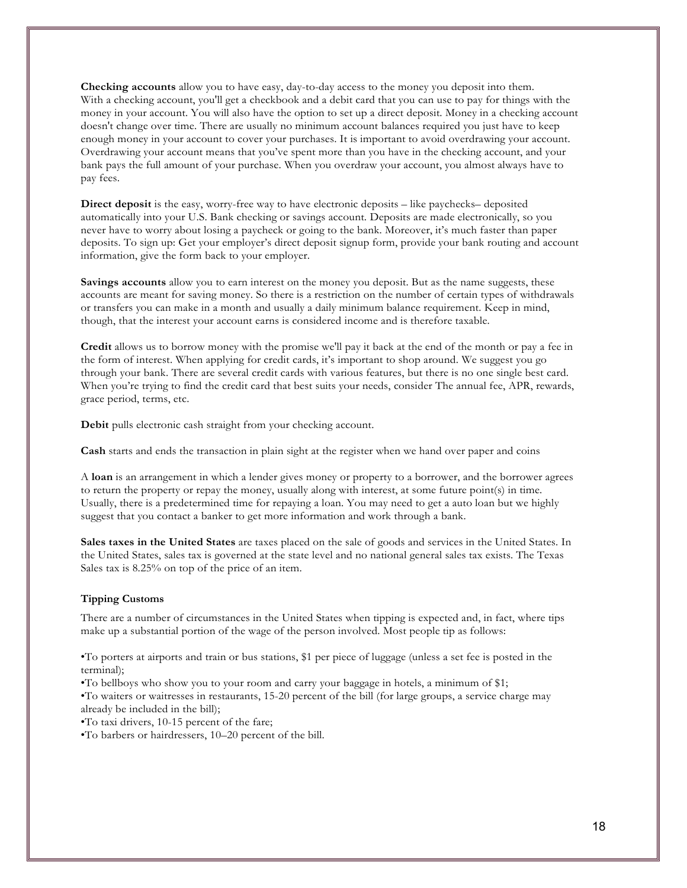**Checking accounts** allow you to have easy, day-to-day access to the money you deposit into them. With a checking account, you'll get a checkbook and a debit card that you can use to pay for things with the money in your account. You will also have the option to set up a direct deposit. Money in a checking account doesn't change over time. There are usually no minimum account balances required you just have to keep enough money in your account to cover your purchases. It is important to avoid overdrawing your account. Overdrawing your account means that you've spent more than you have in the checking account, and your bank pays the full amount of your purchase. When you overdraw your account, you almost always have to pay fees.

**Direct deposit** is the easy, worry-free way to have electronic deposits – like paychecks– deposited automatically into your U.S. Bank checking or savings account. Deposits are made electronically, so you never have to worry about losing a paycheck or going to the bank. Moreover, it's much faster than paper deposits. To sign up: Get your employer's direct deposit signup form, provide your bank routing and account information, give the form back to your employer.

**Savings accounts** allow you to earn interest on the money you deposit. But as the name suggests, these accounts are meant for saving money. So there is a restriction on the number of certain types of withdrawals or transfers you can make in a month and usually a daily minimum balance requirement. Keep in mind, though, that the interest your account earns is considered income and is therefore taxable.

**Credit** allows us to borrow money with the promise we'll pay it back at the end of the month or pay a fee in the form of interest. When applying for credit cards, it's important to shop around. We suggest you go through your bank. There are several credit cards with various features, but there is no one single best card. When you're trying to find the credit card that best suits your needs, consider The annual fee, APR, rewards, grace period, terms, etc.

**Debit** pulls electronic cash straight from your checking account.

**Cash** starts and ends the transaction in plain sight at the register when we hand over paper and coins

A **loan** is an arrangement in which a lender gives money or property to a borrower, and the borrower agrees to return the property or repay the money, usually along with interest, at some future point(s) in time. Usually, there is a predetermined time for repaying a loan. You may need to get a auto loan but we highly suggest that you contact a banker to get more information and work through a bank.

**Sales taxes in the United States** are taxes placed on the sale of goods and services in the United States. In the United States, sales tax is governed at the state level and no national general sales tax exists. The Texas Sales tax is 8.25% on top of the price of an item.

**Tipping Customs**

There are a number of circumstances in the United States when tipping is expected and, in fact, where tips make up a substantial portion of the wage of the person involved. Most people tip as follows:

- To porters at airports and train or bus stations, $1 per piece of luggage (unless a set fee is posted in the terminal);
- To bellboys who show you to your room and carry your baggage in hotels, a minimum of $1;
- To waiters or waitresses in restaurants, 15-20 percent of the bill (for large groups, a service charge may already be included in the bill);
- To taxi drivers, 10-15 percent of the fare;
- To barbers or hairdressers, 10–20 percent of the bill.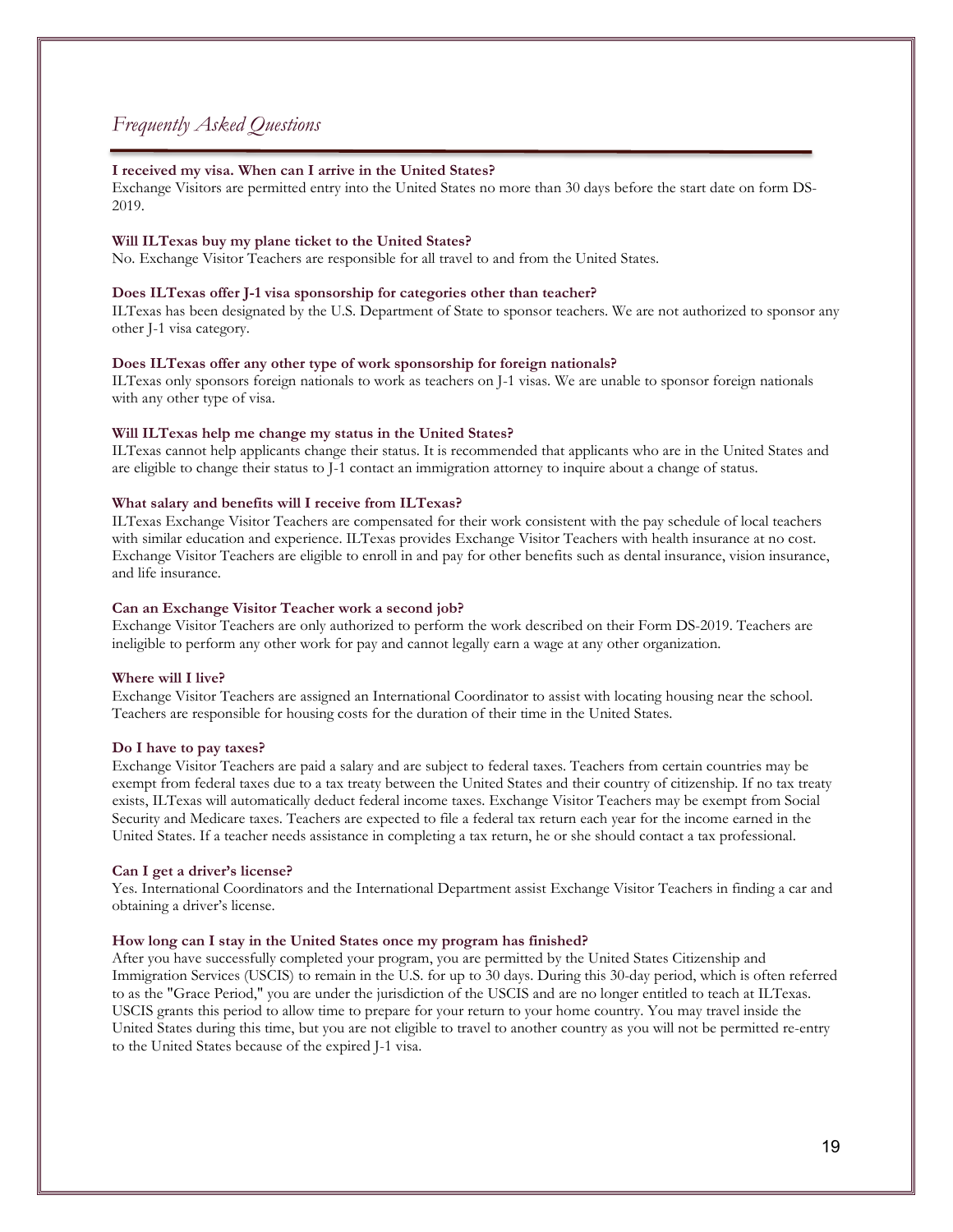## *Frequently Asked Questions*

**I received my visa. When can I arrive in the United States?**
Exchange Visitors are permitted entry into the United States no more than 30 days before the start date on form DS-2019.

**Will ILTexas buy my plane ticket to the United States?**
No. Exchange Visitor Teachers are responsible for all travel to and from the United States.

**Does ILTexas offer J-1 visa sponsorship for categories other than teacher?**
ILTexas has been designated by the U.S. Department of State to sponsor teachers. We are not authorized to sponsor any other J-1 visa category.

**Does ILTexas offer any other type of work sponsorship for foreign nationals?**
ILTexas only sponsors foreign nationals to work as teachers on J-1 visas. We are unable to sponsor foreign nationals with any other type of visa.

**Will ILTexas help me change my status in the United States?**
ILTexas cannot help applicants change their status. It is recommended that applicants who are in the United States and are eligible to change their status to J-1 contact an immigration attorney to inquire about a change of status.

**What salary and benefits will I receive from ILTexas?**
ILTexas Exchange Visitor Teachers are compensated for their work consistent with the pay schedule of local teachers with similar education and experience. ILTexas provides Exchange Visitor Teachers with health insurance at no cost. Exchange Visitor Teachers are eligible to enroll in and pay for other benefits such as dental insurance, vision insurance, and life insurance.

**Can an Exchange Visitor Teacher work a second job?**
Exchange Visitor Teachers are only authorized to perform the work described on their Form DS-2019. Teachers are ineligible to perform any other work for pay and cannot legally earn a wage at any other organization.

**Where will I live?**
Exchange Visitor Teachers are assigned an International Coordinator to assist with locating housing near the school. Teachers are responsible for housing costs for the duration of their time in the United States.

**Do I have to pay taxes?**
Exchange Visitor Teachers are paid a salary and are subject to federal taxes. Teachers from certain countries may be exempt from federal taxes due to a tax treaty between the United States and their country of citizenship. If no tax treaty exists, ILTexas will automatically deduct federal income taxes. Exchange Visitor Teachers may be exempt from Social Security and Medicare taxes. Teachers are expected to file a federal tax return each year for the income earned in the United States. If a teacher needs assistance in completing a tax return, he or she should contact a tax professional.

**Can I get a driver's license?**
Yes. International Coordinators and the International Department assist Exchange Visitor Teachers in finding a car and obtaining a driver's license.

**How long can I stay in the United States once my program has finished?**
After you have successfully completed your program, you are permitted by the United States Citizenship and Immigration Services (USCIS) to remain in the U.S. for up to 30 days. During this 30-day period, which is often referred to as the "Grace Period," you are under the jurisdiction of the USCIS and are no longer entitled to teach at ILTexas. USCIS grants this period to allow time to prepare for your return to your home country. You may travel inside the United States during this time, but you are not eligible to travel to another country as you will not be permitted re-entry to the United States because of the expired J-1 visa.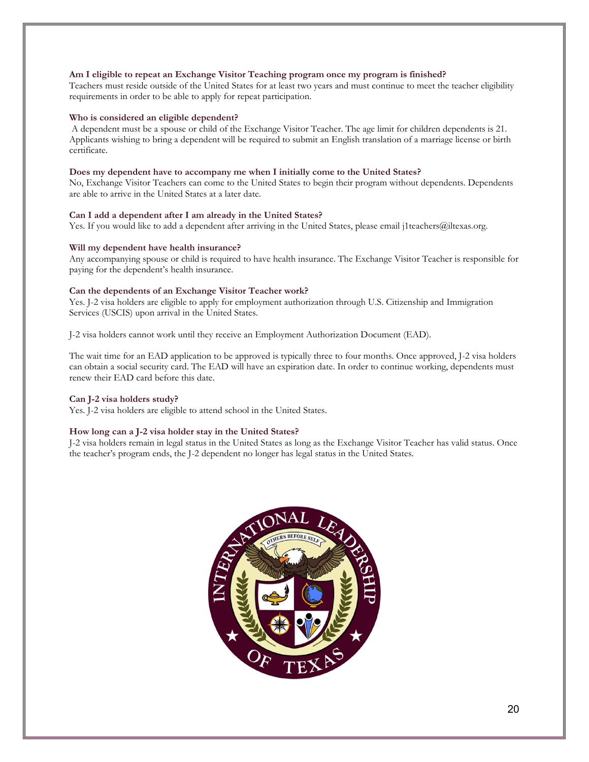**Am I eligible to repeat an Exchange Visitor Teaching program once my program is finished?**
Teachers must reside outside of the United States for at least two years and must continue to meet the teacher eligibility requirements in order to be able to apply for repeat participation.

**Who is considered an eligible dependent?**
A dependent must be a spouse or child of the Exchange Visitor Teacher. The age limit for children dependents is 21. Applicants wishing to bring a dependent will be required to submit an English translation of a marriage license or birth certificate.

**Does my dependent have to accompany me when I initially come to the United States?**
No, Exchange Visitor Teachers can come to the United States to begin their program without dependents. Dependents are able to arrive in the United States at a later date.

**Can I add a dependent after I am already in the United States?**
Yes. If you would like to add a dependent after arriving in the United States, please email j1teachers@iltexas.org.

**Will my dependent have health insurance?**
Any accompanying spouse or child is required to have health insurance. The Exchange Visitor Teacher is responsible for paying for the dependent's health insurance.

**Can the dependents of an Exchange Visitor Teacher work?**
Yes. J-2 visa holders are eligible to apply for employment authorization through U.S. Citizenship and Immigration Services (USCIS) upon arrival in the United States.

J-2 visa holders cannot work until they receive an Employment Authorization Document (EAD).

The wait time for an EAD application to be approved is typically three to four months. Once approved, J-2 visa holders can obtain a social security card. The EAD will have an expiration date. In order to continue working, dependents must renew their EAD card before this date.

**Can J-2 visa holders study?**
Yes. J-2 visa holders are eligible to attend school in the United States.

**How long can a J-2 visa holder stay in the United States?**
J-2 visa holders remain in legal status in the United States as long as the Exchange Visitor Teacher has valid status. Once the teacher's program ends, the J-2 dependent no longer has legal status in the United States.